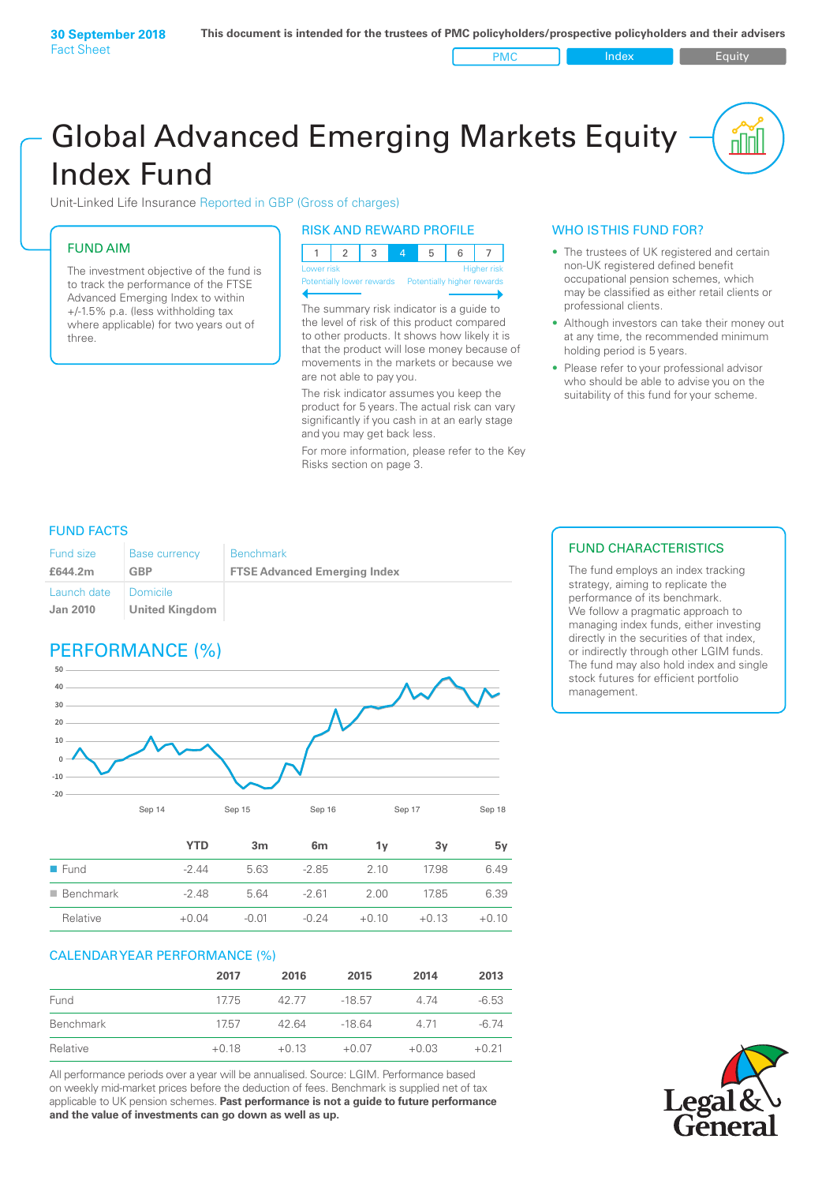**30 September 2018**
Fact Sheet

This document is intended for the trustees of PMC policyholders/prospective policyholders and their advisers

PMC | Index | Equity

# Global Advanced Emerging Markets Equity Index Fund

Unit-Linked Life Insurance Reported in GBP (Gross of charges)

## FUND AIM

The investment objective of the fund is to track the performance of the FTSE Advanced Emerging Index to within +/-1.5% p.a. (less withholding tax where applicable) for two years out of three.

## RISK AND REWARD PROFILE

| 1 | 2 | 3 | 4 | 5 | 6 | 7 |
|---|---|---|---|---|---|---|

Lower risk — Potentially lower rewards
Higher risk — Potentially higher rewards

The summary risk indicator is a guide to the level of risk of this product compared to other products. It shows how likely it is that the product will lose money because of movements in the markets or because we are not able to pay you.

The risk indicator assumes you keep the product for 5 years. The actual risk can vary significantly if you cash in at an early stage and you may get back less.

For more information, please refer to the Key Risks section on page 3.

## WHO IS THIS FUND FOR?

- The trustees of UK registered and certain non-UK registered defined benefit occupational pension schemes, which may be classified as either retail clients or professional clients.
- Although investors can take their money out at any time, the recommended minimum holding period is 5 years.
- Please refer to your professional advisor who should be able to advise you on the suitability of this fund for your scheme.

## FUND FACTS

| Fund size | Base currency | Benchmark |
|---|---|---|
| **£644.2m** | **GBP** | **FTSE Advanced Emerging Index** |
| Launch date | Domicile | |
| **Jan 2010** | **United Kingdom** | |

## FUND CHARACTERISTICS

The fund employs an index tracking strategy, aiming to replicate the performance of its benchmark.
We follow a pragmatic approach to managing index funds, either investing directly in the securities of that index, or indirectly through other LGIM funds. The fund may also hold index and single stock futures for efficient portfolio management.

## PERFORMANCE (%)

| | YTD | 3m | 6m | 1y | 3y | 5y |
|---|---|---|---|---|---|---|
| Fund | -2.44 | 5.63 | -2.85 | 2.10 | 17.98 | 6.49 |
| Benchmark | -2.48 | 5.64 | -2.61 | 2.00 | 17.85 | 6.39 |
| Relative | +0.04 | -0.01 | -0.24 | +0.10 | +0.13 | +0.10 |

## CALENDAR YEAR PERFORMANCE (%)

| | 2017 | 2016 | 2015 | 2014 | 2013 |
|---|---|---|---|---|---|
| Fund | 17.75 | 42.77 | -18.57 | 4.74 | -6.53 |
| Benchmark | 17.57 | 42.64 | -18.64 | 4.71 | -6.74 |
| Relative | +0.18 | +0.13 | +0.07 | +0.03 | +0.21 |

All performance periods over a year will be annualised. Source: LGIM. Performance based on weekly mid-market prices before the deduction of fees. Benchmark is supplied net of tax applicable to UK pension schemes. **Past performance is not a guide to future performance and the value of investments can go down as well as up.**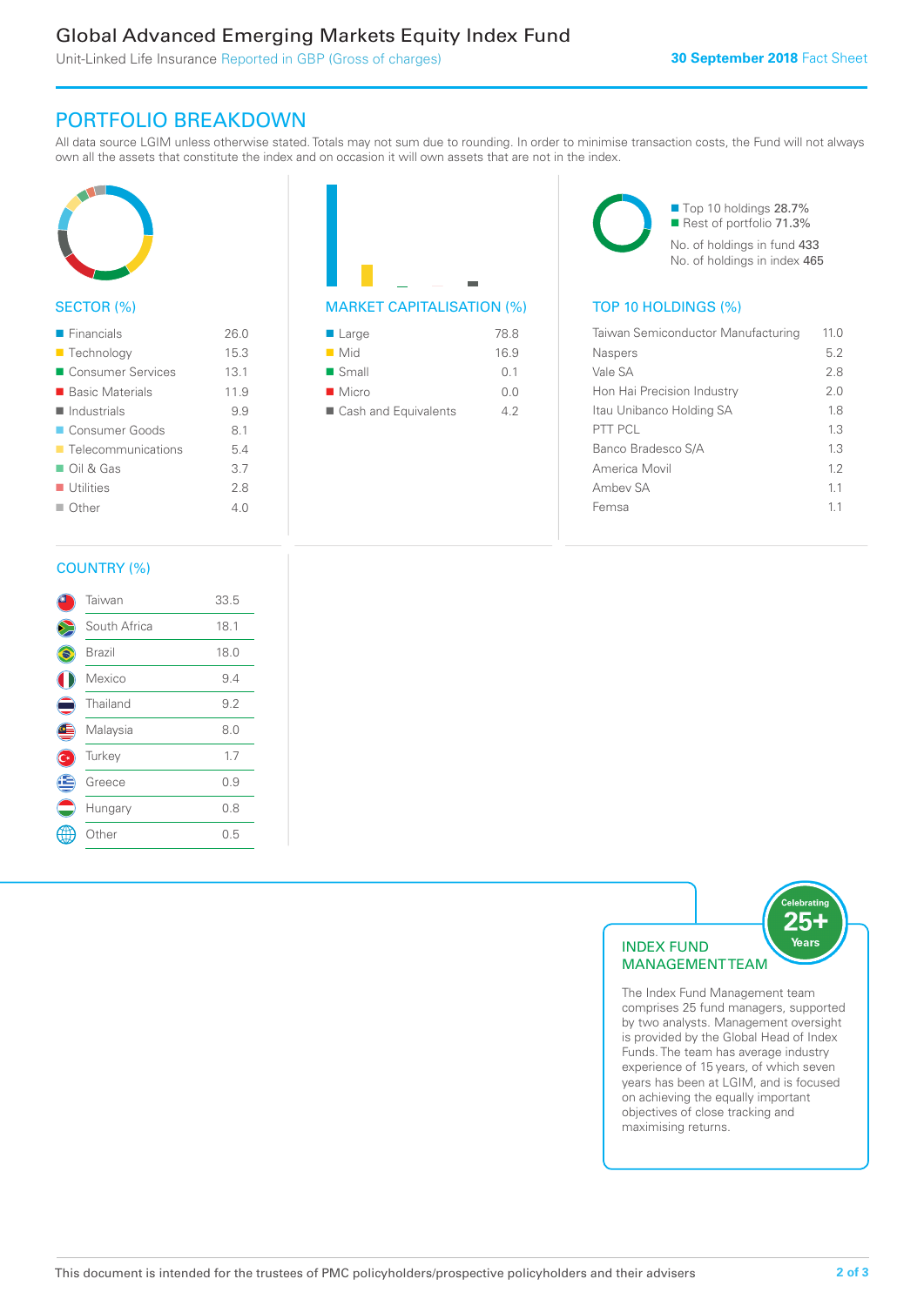# Global Advanced Emerging Markets Equity Index Fund

Unit-Linked Life Insurance Reported in GBP (Gross of charges)

**30 September 2018** Fact Sheet

## PORTFOLIO BREAKDOWN

All data source LGIM unless otherwise stated. Totals may not sum due to rounding. In order to minimise transaction costs, the Fund will not always own all the assets that constitute the index and on occasion it will own assets that are not in the index.

### SECTOR (%)

| Sector | % |
|---|---|
| Financials | 26.0 |
| Technology | 15.3 |
| Consumer Services | 13.1 |
| Basic Materials | 11.9 |
| Industrials | 9.9 |
| Consumer Goods | 8.1 |
| Telecommunications | 5.4 |
| Oil & Gas | 3.7 |
| Utilities | 2.8 |
| Other | 4.0 |

### MARKET CAPITALISATION (%)

| Market Capitalisation | % |
|---|---|
| Large | 78.8 |
| Mid | 16.9 |
| Small | 0.1 |
| Micro | 0.0 |
| Cash and Equivalents | 4.2 |

- Top 10 holdings 28.7%
- Rest of portfolio 71.3%

No. of holdings in fund 433
No. of holdings in index 465

### TOP 10 HOLDINGS (%)

| Holding | % |
|---|---|
| Taiwan Semiconductor Manufacturing | 11.0 |
| Naspers | 5.2 |
| Vale SA | 2.8 |
| Hon Hai Precision Industry | 2.0 |
| Itau Unibanco Holding SA | 1.8 |
| PTT PCL | 1.3 |
| Banco Bradesco S/A | 1.3 |
| America Movil | 1.2 |
| Ambev SA | 1.1 |
| Femsa | 1.1 |

### COUNTRY (%)

| Country | % |
|---|---|
| Taiwan | 33.5 |
| South Africa | 18.1 |
| Brazil | 18.0 |
| Mexico | 9.4 |
| Thailand | 9.2 |
| Malaysia | 8.0 |
| Turkey | 1.7 |
| Greece | 0.9 |
| Hungary | 0.8 |
| Other | 0.5 |

### INDEX FUND MANAGEMENT TEAM

Celebrating 25+ Years

The Index Fund Management team comprises 25 fund managers, supported by two analysts. Management oversight is provided by the Global Head of Index Funds. The team has average industry experience of 15 years, of which seven years has been at LGIM, and is focused on achieving the equally important objectives of close tracking and maximising returns.

This document is intended for the trustees of PMC policyholders/prospective policyholders and their advisers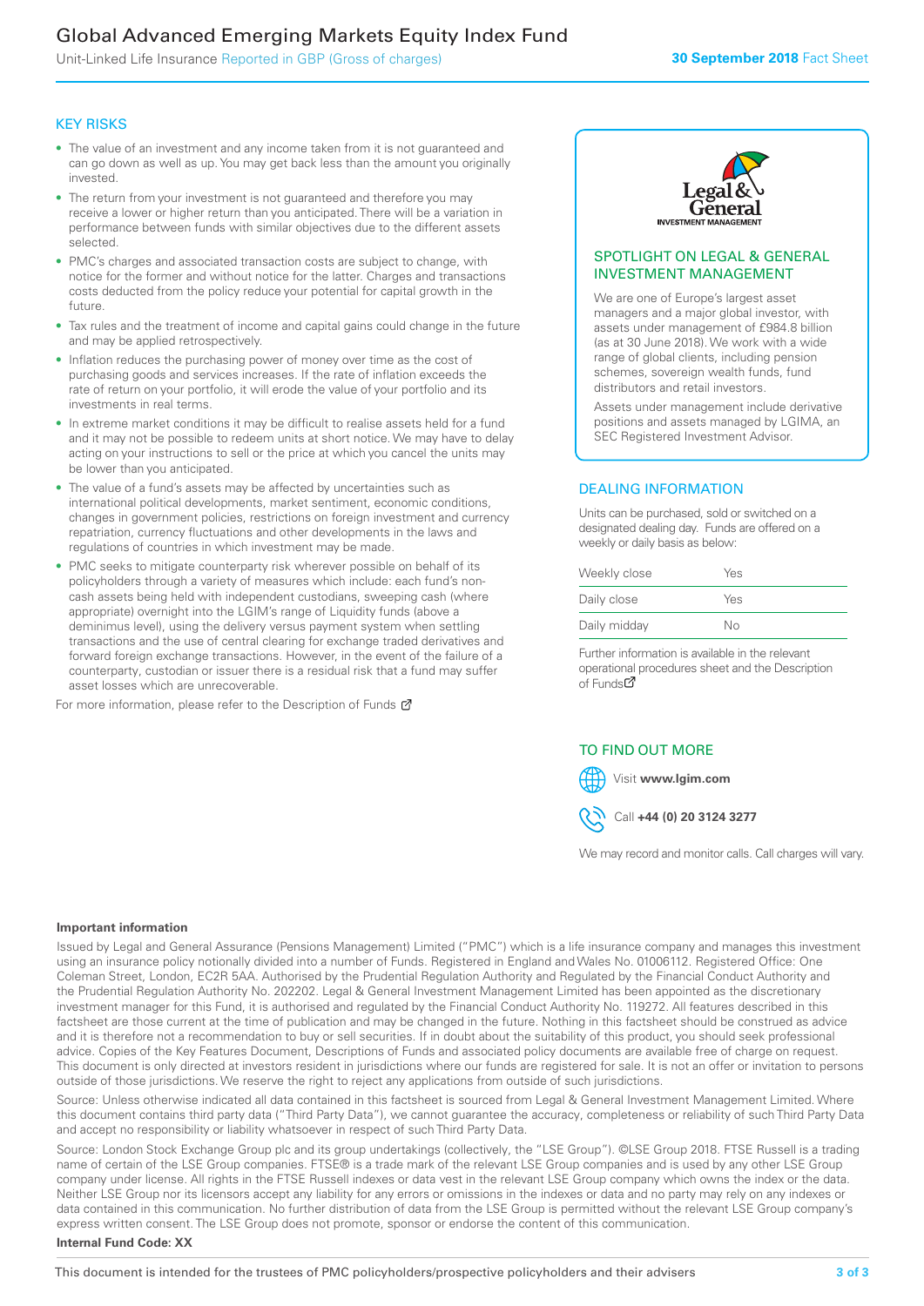## KEY RISKS

- The value of an investment and any income taken from it is not guaranteed and can go down as well as up. You may get back less than the amount you originally invested.
- The return from your investment is not guaranteed and therefore you may receive a lower or higher return than you anticipated. There will be a variation in performance between funds with similar objectives due to the different assets selected.
- PMC's charges and associated transaction costs are subject to change, with notice for the former and without notice for the latter. Charges and transactions costs deducted from the policy reduce your potential for capital growth in the future.
- Tax rules and the treatment of income and capital gains could change in the future and may be applied retrospectively.
- Inflation reduces the purchasing power of money over time as the cost of purchasing goods and services increases. If the rate of inflation exceeds the rate of return on your portfolio, it will erode the value of your portfolio and its investments in real terms.
- In extreme market conditions it may be difficult to realise assets held for a fund and it may not be possible to redeem units at short notice. We may have to delay acting on your instructions to sell or the price at which you cancel the units may be lower than you anticipated.
- The value of a fund's assets may be affected by uncertainties such as international political developments, market sentiment, economic conditions, changes in government policies, restrictions on foreign investment and currency repatriation, currency fluctuations and other developments in the laws and regulations of countries in which investment may be made.
- PMC seeks to mitigate counterparty risk wherever possible on behalf of its policyholders through a variety of measures which include: each fund's non-cash assets being held with independent custodians, sweeping cash (where appropriate) overnight into the LGIM's range of Liquidity funds (above a deminimus level), using the delivery versus payment system when settling transactions and the use of central clearing for exchange traded derivatives and forward foreign exchange transactions. However, in the event of the failure of a counterparty, custodian or issuer there is a residual risk that a fund may suffer asset losses which are unrecoverable.

For more information, please refer to the Description of Funds

## SPOTLIGHT ON LEGAL & GENERAL INVESTMENT MANAGEMENT

We are one of Europe's largest asset managers and a major global investor, with assets under management of £984.8 billion (as at 30 June 2018). We work with a wide range of global clients, including pension schemes, sovereign wealth funds, fund distributors and retail investors.

Assets under management include derivative positions and assets managed by LGIMA, an SEC Registered Investment Advisor.

## DEALING INFORMATION

Units can be purchased, sold or switched on a designated dealing day. Funds are offered on a weekly or daily basis as below:

| | |
|---|---|
| Weekly close | Yes |
| Daily close | Yes |
| Daily midday | No |

Further information is available in the relevant operational procedures sheet and the Description of Funds

## TO FIND OUT MORE

Visit **www.lgim.com**

Call **+44 (0) 20 3124 3277**

We may record and monitor calls. Call charges will vary.

**Important information**

Issued by Legal and General Assurance (Pensions Management) Limited ("PMC") which is a life insurance company and manages this investment using an insurance policy notionally divided into a number of Funds. Registered in England and Wales No. 01006112. Registered Office: One Coleman Street, London, EC2R 5AA. Authorised by the Prudential Regulation Authority and Regulated by the Financial Conduct Authority and the Prudential Regulation Authority No. 202202. Legal & General Investment Management Limited has been appointed as the discretionary investment manager for this Fund, it is authorised and regulated by the Financial Conduct Authority No. 119272. All features described in this factsheet are those current at the time of publication and may be changed in the future. Nothing in this factsheet should be construed as advice and it is therefore not a recommendation to buy or sell securities. If in doubt about the suitability of this product, you should seek professional advice. Copies of the Key Features Document, Descriptions of Funds and associated policy documents are available free of charge on request. This document is only directed at investors resident in jurisdictions where our funds are registered for sale. It is not an offer or invitation to persons outside of those jurisdictions. We reserve the right to reject any applications from outside of such jurisdictions.

Source: Unless otherwise indicated all data contained in this factsheet is sourced from Legal & General Investment Management Limited. Where this document contains third party data ("Third Party Data"), we cannot guarantee the accuracy, completeness or reliability of such Third Party Data and accept no responsibility or liability whatsoever in respect of such Third Party Data.

Source: London Stock Exchange Group plc and its group undertakings (collectively, the "LSE Group"). ©LSE Group 2018. FTSE Russell is a trading name of certain of the LSE Group companies. FTSE® is a trade mark of the relevant LSE Group companies and is used by any other LSE Group company under license. All rights in the FTSE Russell indexes or data vest in the relevant LSE Group company which owns the index or the data. Neither LSE Group nor its licensors accept any liability for any errors or omissions in the indexes or data and no party may rely on any indexes or data contained in this communication. No further distribution of data from the LSE Group is permitted without the relevant LSE Group company's express written consent. The LSE Group does not promote, sponsor or endorse the content of this communication.

**Internal Fund Code: XX**

This document is intended for the trustees of PMC policyholders/prospective policyholders and their advisers